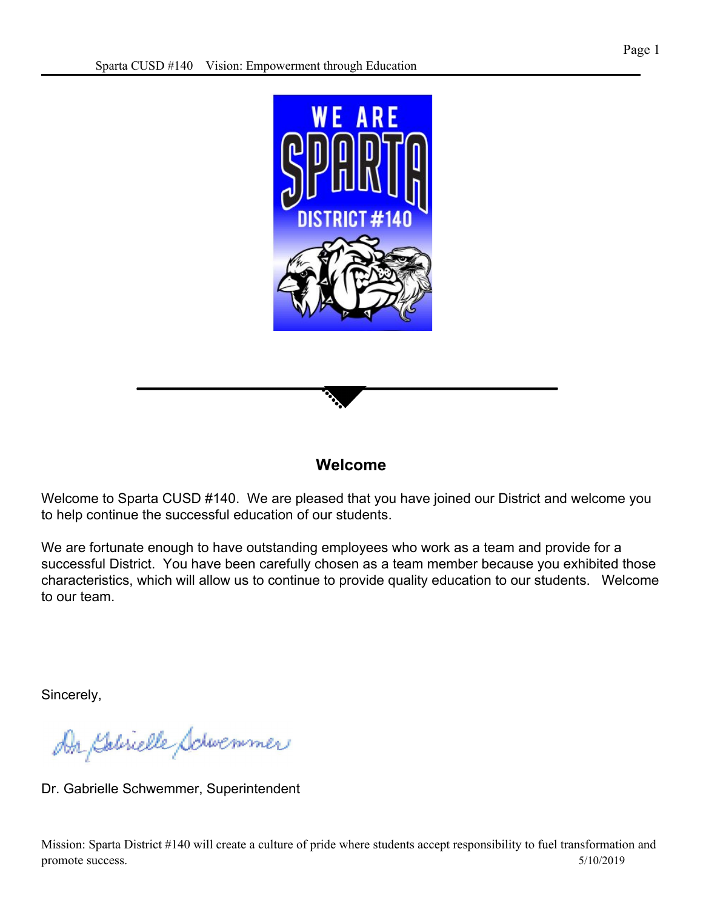## Welcome

Welcome to Sparta CUSD #140. We are pleased that you have joined our District and welcome you to help continue the successful education of our students.

We are fortunate enough to have outstanding employees who work as a team and provide for a successful District. You have been carefully chosen as a team member because you exhibited those characteristics, which will allow us to continue to provide quality education to our students. Welcome to our team.

Sincerely,

Dr. Gabrielle Schwemmer, Superintendent

Mission: Sparta District #140 will create a culture of pride where students accept responsibility to fuel transformation and promote success.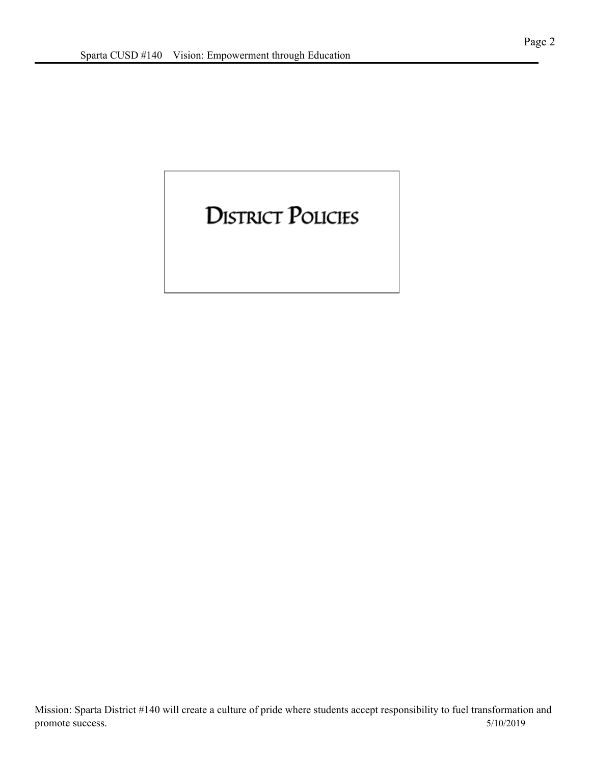# District Policies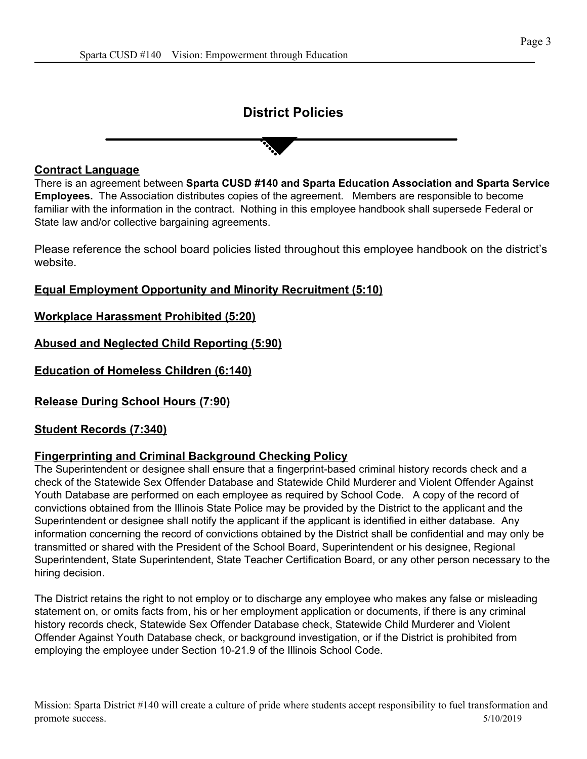# District Policies

## Contract Language

There is an agreement between **Sparta CUSD #140 and Sparta Education Association and Sparta Service Employees.** The Association distributes copies of the agreement. Members are responsible to become familiar with the information in the contract. Nothing in this employee handbook shall supersede Federal or State law and/or collective bargaining agreements.

Please reference the school board policies listed throughout this employee handbook on the district's website.

## Equal Employment Opportunity and Minority Recruitment (5:10)

## Workplace Harassment Prohibited (5:20)

## Abused and Neglected Child Reporting (5:90)

## Education of Homeless Children (6:140)

## Release During School Hours (7:90)

## Student Records (7:340)

## Fingerprinting and Criminal Background Checking Policy

The Superintendent or designee shall ensure that a fingerprint-based criminal history records check and a check of the Statewide Sex Offender Database and Statewide Child Murderer and Violent Offender Against Youth Database are performed on each employee as required by School Code. A copy of the record of convictions obtained from the Illinois State Police may be provided by the District to the applicant and the Superintendent or designee shall notify the applicant if the applicant is identified in either database. Any information concerning the record of convictions obtained by the District shall be confidential and may only be transmitted or shared with the President of the School Board, Superintendent or his designee, Regional Superintendent, State Superintendent, State Teacher Certification Board, or any other person necessary to the hiring decision.

The District retains the right to not employ or to discharge any employee who makes any false or misleading statement on, or omits facts from, his or her employment application or documents, if there is any criminal history records check, Statewide Sex Offender Database check, Statewide Child Murderer and Violent Offender Against Youth Database check, or background investigation, or if the District is prohibited from employing the employee under Section 10-21.9 of the Illinois School Code.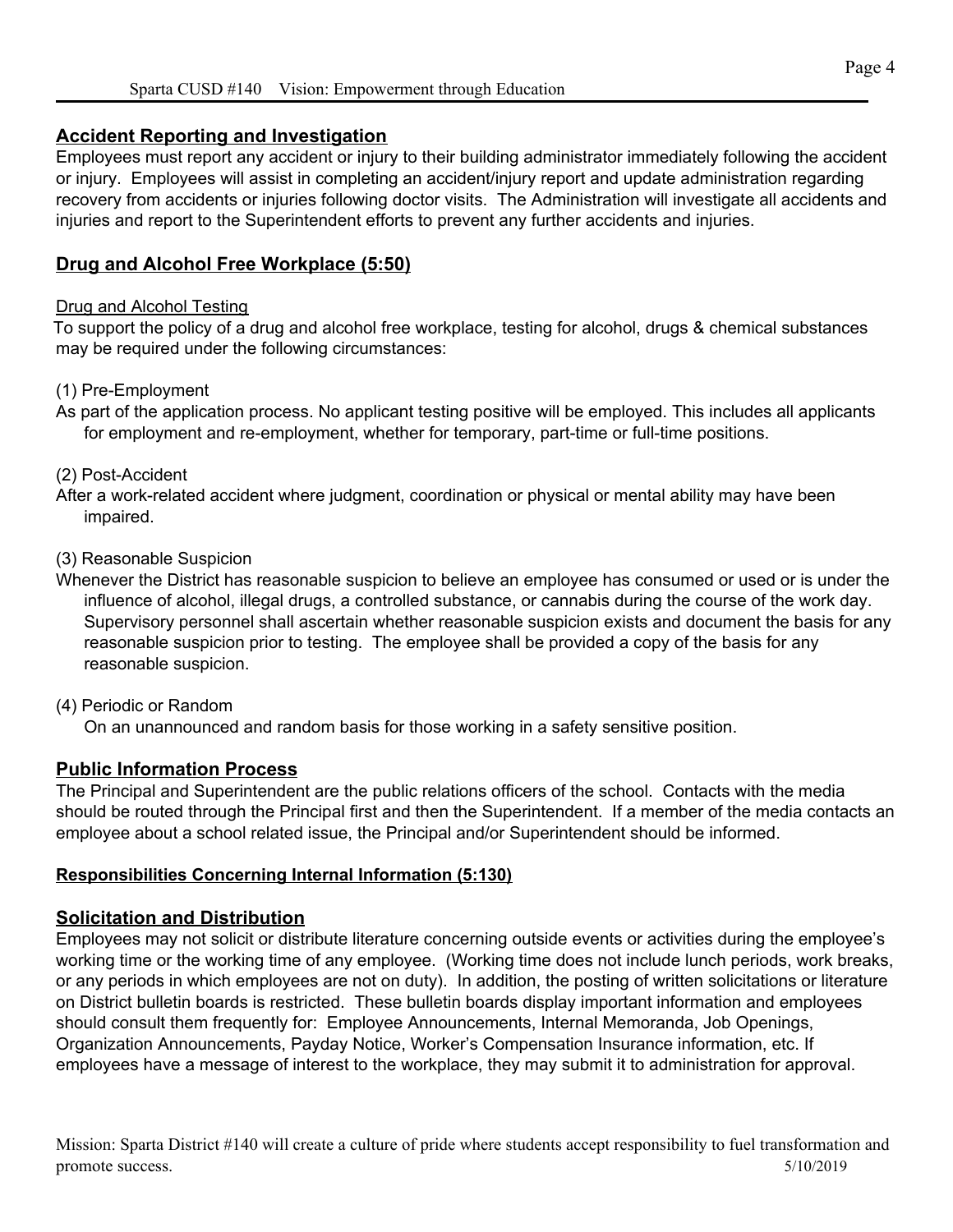## Accident Reporting and Investigation

Employees must report any accident or injury to their building administrator immediately following the accident or injury. Employees will assist in completing an accident/injury report and update administration regarding recovery from accidents or injuries following doctor visits. The Administration will investigate all accidents and injuries and report to the Superintendent efforts to prevent any further accidents and injuries.

## Drug and Alcohol Free Workplace (5:50)

### Drug and Alcohol Testing

To support the policy of a drug and alcohol free workplace, testing for alcohol, drugs & chemical substances may be required under the following circumstances:

(1) Pre-Employment

As part of the application process. No applicant testing positive will be employed. This includes all applicants for employment and re-employment, whether for temporary, part-time or full-time positions.

(2) Post-Accident

After a work-related accident where judgment, coordination or physical or mental ability may have been impaired.

(3) Reasonable Suspicion

Whenever the District has reasonable suspicion to believe an employee has consumed or used or is under the influence of alcohol, illegal drugs, a controlled substance, or cannabis during the course of the work day. Supervisory personnel shall ascertain whether reasonable suspicion exists and document the basis for any reasonable suspicion prior to testing. The employee shall be provided a copy of the basis for any reasonable suspicion.

(4) Periodic or Random

On an unannounced and random basis for those working in a safety sensitive position.

## Public Information Process

The Principal and Superintendent are the public relations officers of the school. Contacts with the media should be routed through the Principal first and then the Superintendent. If a member of the media contacts an employee about a school related issue, the Principal and/or Superintendent should be informed.

### Responsibilities Concerning Internal Information (5:130)

## Solicitation and Distribution

Employees may not solicit or distribute literature concerning outside events or activities during the employee's working time or the working time of any employee. (Working time does not include lunch periods, work breaks, or any periods in which employees are not on duty). In addition, the posting of written solicitations or literature on District bulletin boards is restricted. These bulletin boards display important information and employees should consult them frequently for: Employee Announcements, Internal Memoranda, Job Openings, Organization Announcements, Payday Notice, Worker's Compensation Insurance information, etc. If employees have a message of interest to the workplace, they may submit it to administration for approval.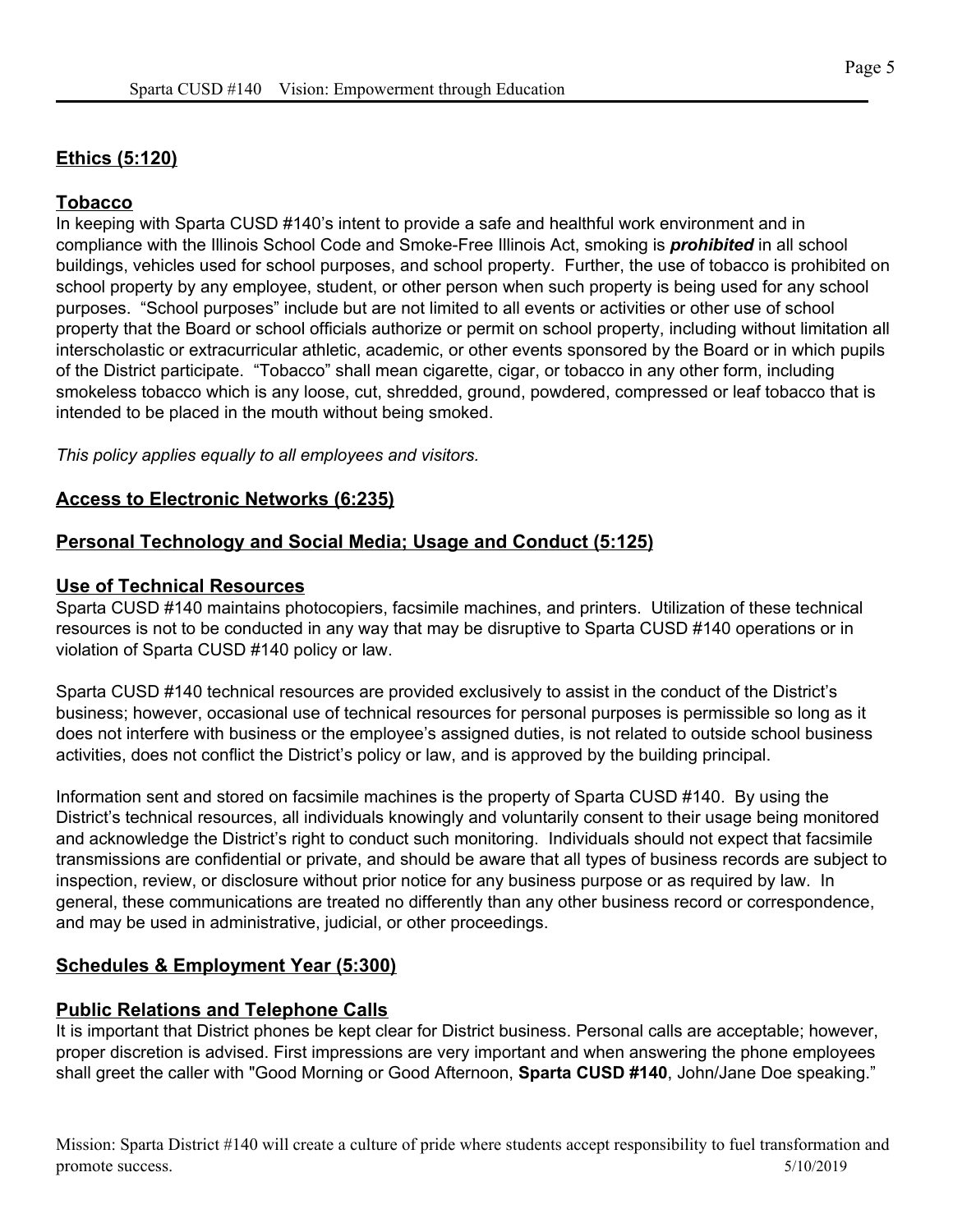## Ethics (5:120)

## Tobacco

In keeping with Sparta CUSD #140's intent to provide a safe and healthful work environment and in compliance with the Illinois School Code and Smoke-Free Illinois Act, smoking is ***prohibited*** in all school buildings, vehicles used for school purposes, and school property. Further, the use of tobacco is prohibited on school property by any employee, student, or other person when such property is being used for any school purposes. "School purposes" include but are not limited to all events or activities or other use of school property that the Board or school officials authorize or permit on school property, including without limitation all interscholastic or extracurricular athletic, academic, or other events sponsored by the Board or in which pupils of the District participate. "Tobacco" shall mean cigarette, cigar, or tobacco in any other form, including smokeless tobacco which is any loose, cut, shredded, ground, powdered, compressed or leaf tobacco that is intended to be placed in the mouth without being smoked.

*This policy applies equally to all employees and visitors.*

## Access to Electronic Networks (6:235)

## Personal Technology and Social Media; Usage and Conduct (5:125)

## Use of Technical Resources

Sparta CUSD #140 maintains photocopiers, facsimile machines, and printers. Utilization of these technical resources is not to be conducted in any way that may be disruptive to Sparta CUSD #140 operations or in violation of Sparta CUSD #140 policy or law.

Sparta CUSD #140 technical resources are provided exclusively to assist in the conduct of the District's business; however, occasional use of technical resources for personal purposes is permissible so long as it does not interfere with business or the employee's assigned duties, is not related to outside school business activities, does not conflict the District's policy or law, and is approved by the building principal.

Information sent and stored on facsimile machines is the property of Sparta CUSD #140. By using the District's technical resources, all individuals knowingly and voluntarily consent to their usage being monitored and acknowledge the District's right to conduct such monitoring. Individuals should not expect that facsimile transmissions are confidential or private, and should be aware that all types of business records are subject to inspection, review, or disclosure without prior notice for any business purpose or as required by law. In general, these communications are treated no differently than any other business record or correspondence, and may be used in administrative, judicial, or other proceedings.

## Schedules & Employment Year (5:300)

## Public Relations and Telephone Calls

It is important that District phones be kept clear for District business. Personal calls are acceptable; however, proper discretion is advised. First impressions are very important and when answering the phone employees shall greet the caller with "Good Morning or Good Afternoon, **Sparta CUSD #140**, John/Jane Doe speaking."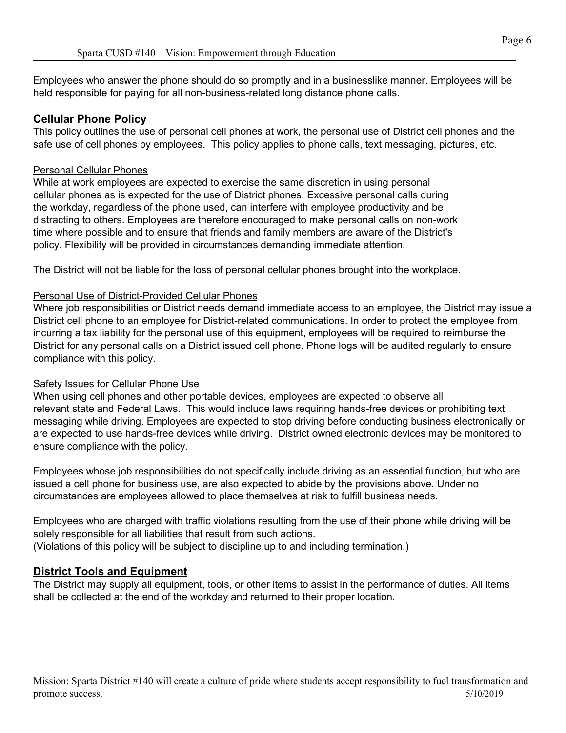Employees who answer the phone should do so promptly and in a businesslike manner. Employees will be held responsible for paying for all non-business-related long distance phone calls.

## Cellular Phone Policy

This policy outlines the use of personal cell phones at work, the personal use of District cell phones and the safe use of cell phones by employees. This policy applies to phone calls, text messaging, pictures, etc.

### Personal Cellular Phones

While at work employees are expected to exercise the same discretion in using personal cellular phones as is expected for the use of District phones. Excessive personal calls during the workday, regardless of the phone used, can interfere with employee productivity and be distracting to others. Employees are therefore encouraged to make personal calls on non-work time where possible and to ensure that friends and family members are aware of the District's policy. Flexibility will be provided in circumstances demanding immediate attention.

The District will not be liable for the loss of personal cellular phones brought into the workplace.

### Personal Use of District-Provided Cellular Phones

Where job responsibilities or District needs demand immediate access to an employee, the District may issue a District cell phone to an employee for District-related communications. In order to protect the employee from incurring a tax liability for the personal use of this equipment, employees will be required to reimburse the District for any personal calls on a District issued cell phone. Phone logs will be audited regularly to ensure compliance with this policy.

### Safety Issues for Cellular Phone Use

When using cell phones and other portable devices, employees are expected to observe all relevant state and Federal Laws. This would include laws requiring hands-free devices or prohibiting text messaging while driving. Employees are expected to stop driving before conducting business electronically or are expected to use hands-free devices while driving. District owned electronic devices may be monitored to ensure compliance with the policy.

Employees whose job responsibilities do not specifically include driving as an essential function, but who are issued a cell phone for business use, are also expected to abide by the provisions above. Under no circumstances are employees allowed to place themselves at risk to fulfill business needs.

Employees who are charged with traffic violations resulting from the use of their phone while driving will be solely responsible for all liabilities that result from such actions.
(Violations of this policy will be subject to discipline up to and including termination.)

## District Tools and Equipment

The District may supply all equipment, tools, or other items to assist in the performance of duties. All items shall be collected at the end of the workday and returned to their proper location.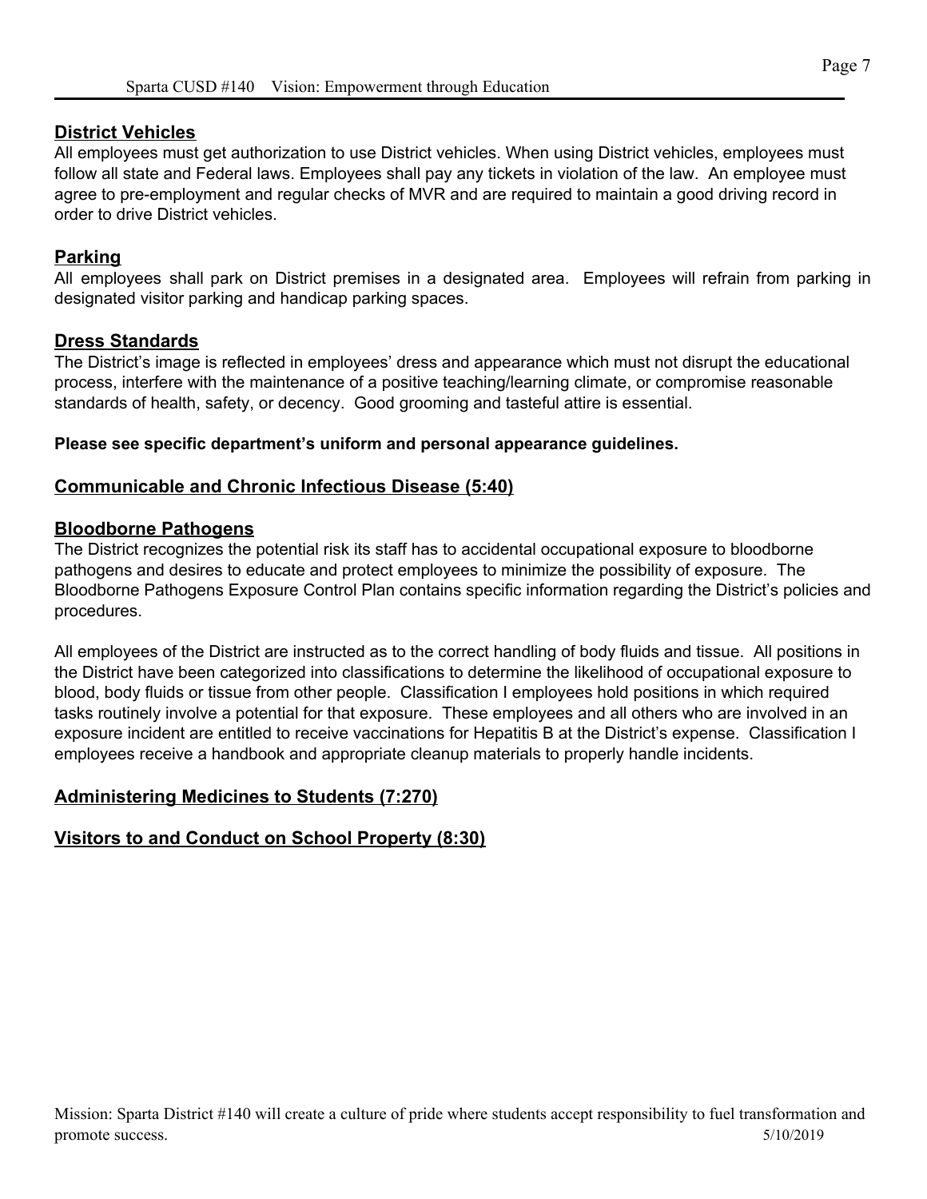## District Vehicles

All employees must get authorization to use District vehicles. When using District vehicles, employees must follow all state and Federal laws. Employees shall pay any tickets in violation of the law. An employee must agree to pre-employment and regular checks of MVR and are required to maintain a good driving record in order to drive District vehicles.

## Parking

All employees shall park on District premises in a designated area. Employees will refrain from parking in designated visitor parking and handicap parking spaces.

## Dress Standards

The District's image is reflected in employees' dress and appearance which must not disrupt the educational process, interfere with the maintenance of a positive teaching/learning climate, or compromise reasonable standards of health, safety, or decency. Good grooming and tasteful attire is essential.

**Please see specific department's uniform and personal appearance guidelines.**

## Communicable and Chronic Infectious Disease (5:40)

## Bloodborne Pathogens

The District recognizes the potential risk its staff has to accidental occupational exposure to bloodborne pathogens and desires to educate and protect employees to minimize the possibility of exposure. The Bloodborne Pathogens Exposure Control Plan contains specific information regarding the District's policies and procedures.

All employees of the District are instructed as to the correct handling of body fluids and tissue. All positions in the District have been categorized into classifications to determine the likelihood of occupational exposure to blood, body fluids or tissue from other people. Classification I employees hold positions in which required tasks routinely involve a potential for that exposure. These employees and all others who are involved in an exposure incident are entitled to receive vaccinations for Hepatitis B at the District's expense. Classification I employees receive a handbook and appropriate cleanup materials to properly handle incidents.

## Administering Medicines to Students (7:270)

## Visitors to and Conduct on School Property (8:30)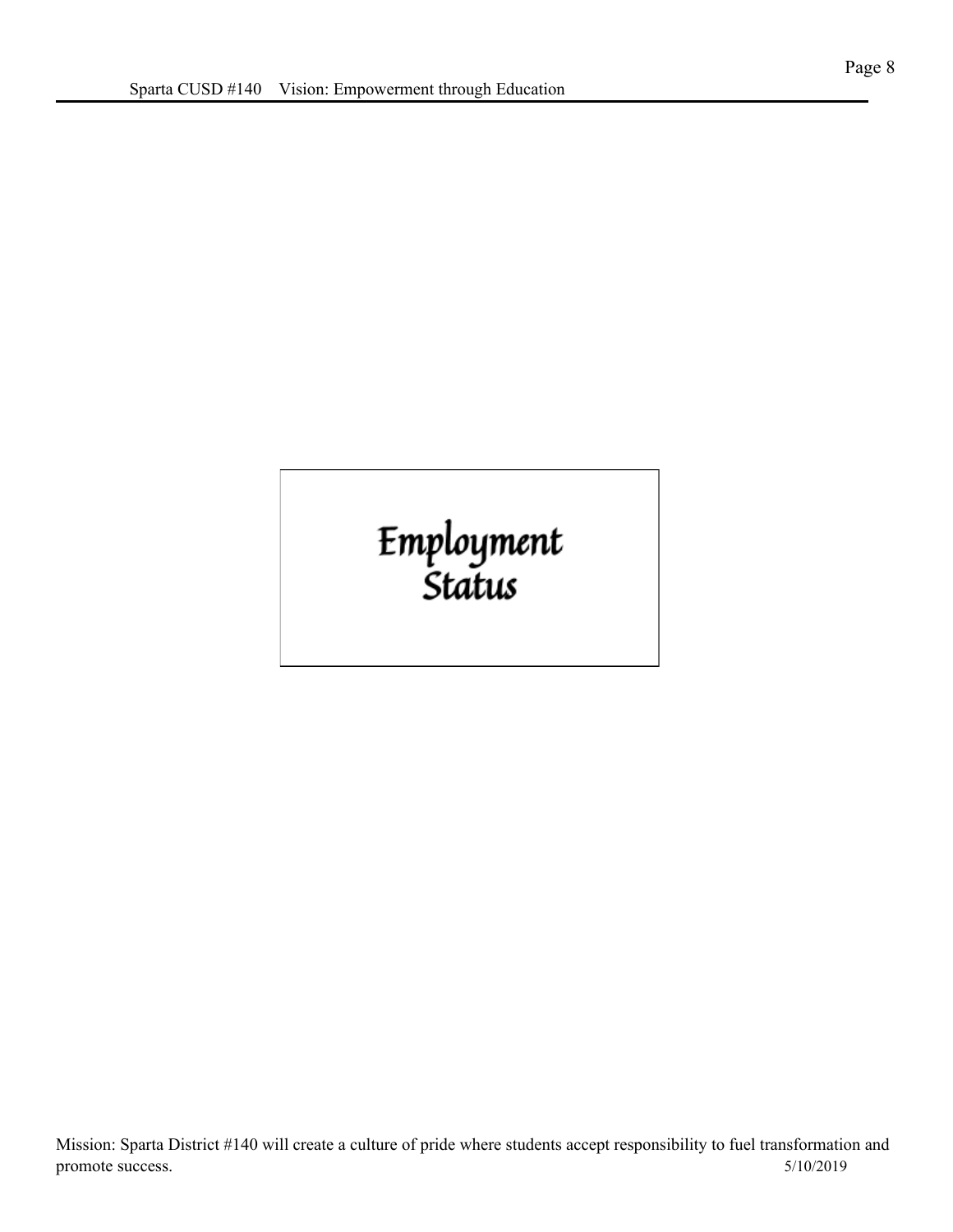# Employment Status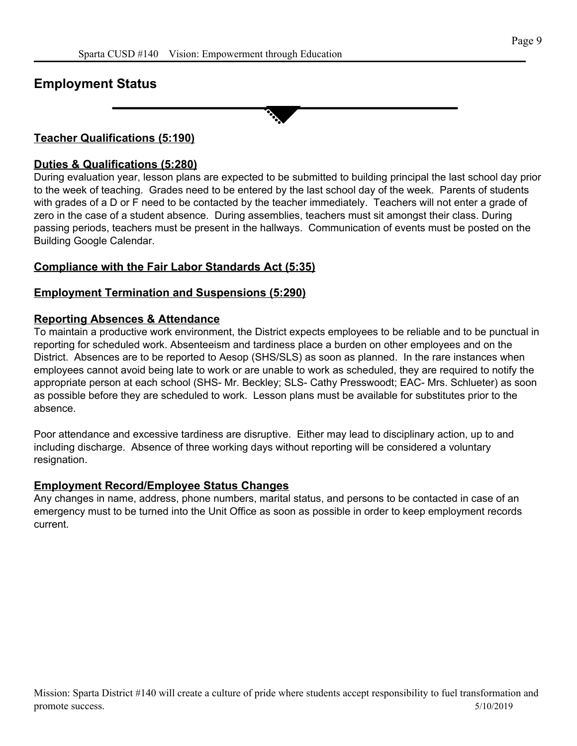# Employment Status

## Teacher Qualifications (5:190)

## Duties & Qualifications (5:280)

During evaluation year, lesson plans are expected to be submitted to building principal the last school day prior to the week of teaching. Grades need to be entered by the last school day of the week. Parents of students with grades of a D or F need to be contacted by the teacher immediately. Teachers will not enter a grade of zero in the case of a student absence. During assemblies, teachers must sit amongst their class. During passing periods, teachers must be present in the hallways. Communication of events must be posted on the Building Google Calendar.

## Compliance with the Fair Labor Standards Act (5:35)

## Employment Termination and Suspensions (5:290)

## Reporting Absences & Attendance

To maintain a productive work environment, the District expects employees to be reliable and to be punctual in reporting for scheduled work. Absenteeism and tardiness place a burden on other employees and on the District. Absences are to be reported to Aesop (SHS/SLS) as soon as planned. In the rare instances when employees cannot avoid being late to work or are unable to work as scheduled, they are required to notify the appropriate person at each school (SHS- Mr. Beckley; SLS- Cathy Presswoodt; EAC- Mrs. Schlueter) as soon as possible before they are scheduled to work. Lesson plans must be available for substitutes prior to the absence.

Poor attendance and excessive tardiness are disruptive. Either may lead to disciplinary action, up to and including discharge. Absence of three working days without reporting will be considered a voluntary resignation.

## Employment Record/Employee Status Changes

Any changes in name, address, phone numbers, marital status, and persons to be contacted in case of an emergency must to be turned into the Unit Office as soon as possible in order to keep employment records current.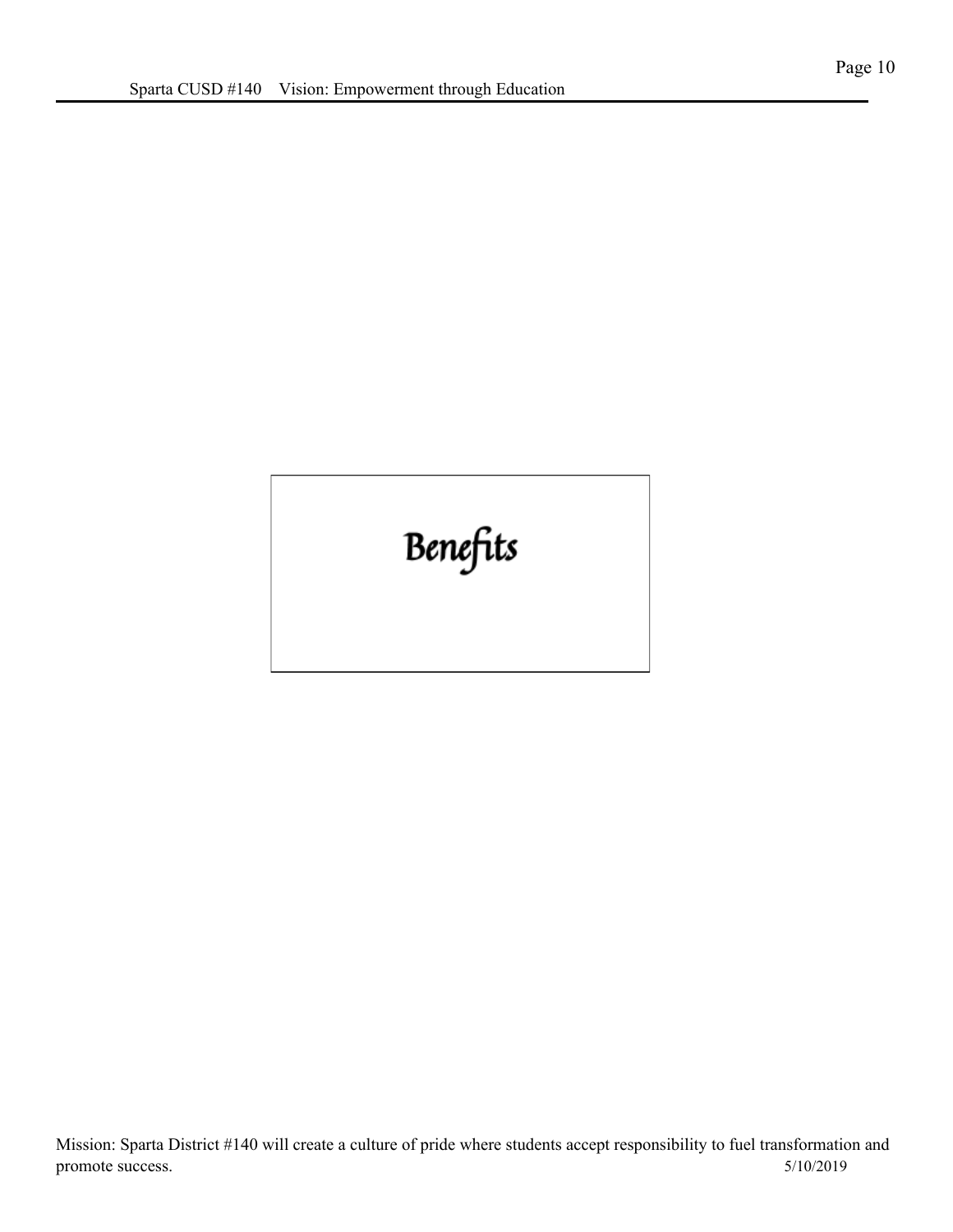# Benefits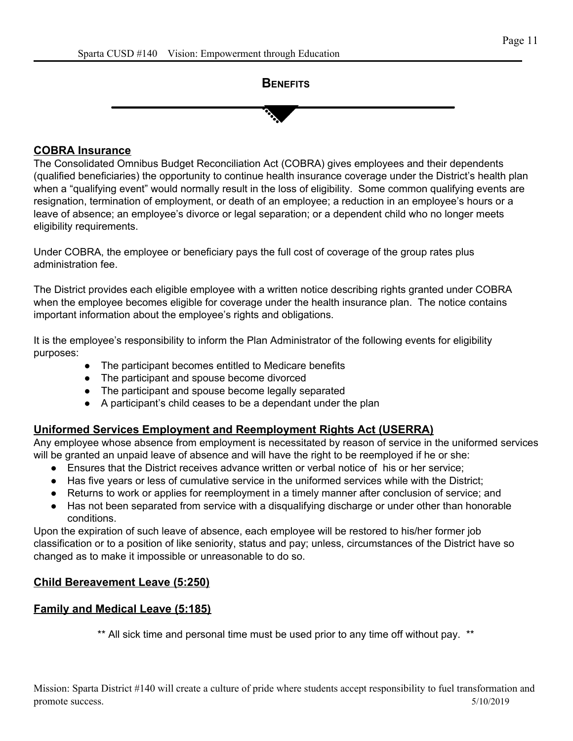# BENEFITS

## COBRA Insurance

The Consolidated Omnibus Budget Reconciliation Act (COBRA) gives employees and their dependents (qualified beneficiaries) the opportunity to continue health insurance coverage under the District's health plan when a "qualifying event" would normally result in the loss of eligibility. Some common qualifying events are resignation, termination of employment, or death of an employee; a reduction in an employee's hours or a leave of absence; an employee's divorce or legal separation; or a dependent child who no longer meets eligibility requirements.

Under COBRA, the employee or beneficiary pays the full cost of coverage of the group rates plus administration fee.

The District provides each eligible employee with a written notice describing rights granted under COBRA when the employee becomes eligible for coverage under the health insurance plan. The notice contains important information about the employee's rights and obligations.

It is the employee's responsibility to inform the Plan Administrator of the following events for eligibility purposes:

- The participant becomes entitled to Medicare benefits
- The participant and spouse become divorced
- The participant and spouse become legally separated
- A participant's child ceases to be a dependant under the plan

## Uniformed Services Employment and Reemployment Rights Act (USERRA)

Any employee whose absence from employment is necessitated by reason of service in the uniformed services will be granted an unpaid leave of absence and will have the right to be reemployed if he or she:

- Ensures that the District receives advance written or verbal notice of his or her service;
- Has five years or less of cumulative service in the uniformed services while with the District;
- Returns to work or applies for reemployment in a timely manner after conclusion of service; and
- Has not been separated from service with a disqualifying discharge or under other than honorable conditions.

Upon the expiration of such leave of absence, each employee will be restored to his/her former job classification or to a position of like seniority, status and pay; unless, circumstances of the District have so changed as to make it impossible or unreasonable to do so.

## Child Bereavement Leave (5:250)

## Family and Medical Leave (5:185)

** All sick time and personal time must be used prior to any time off without pay. **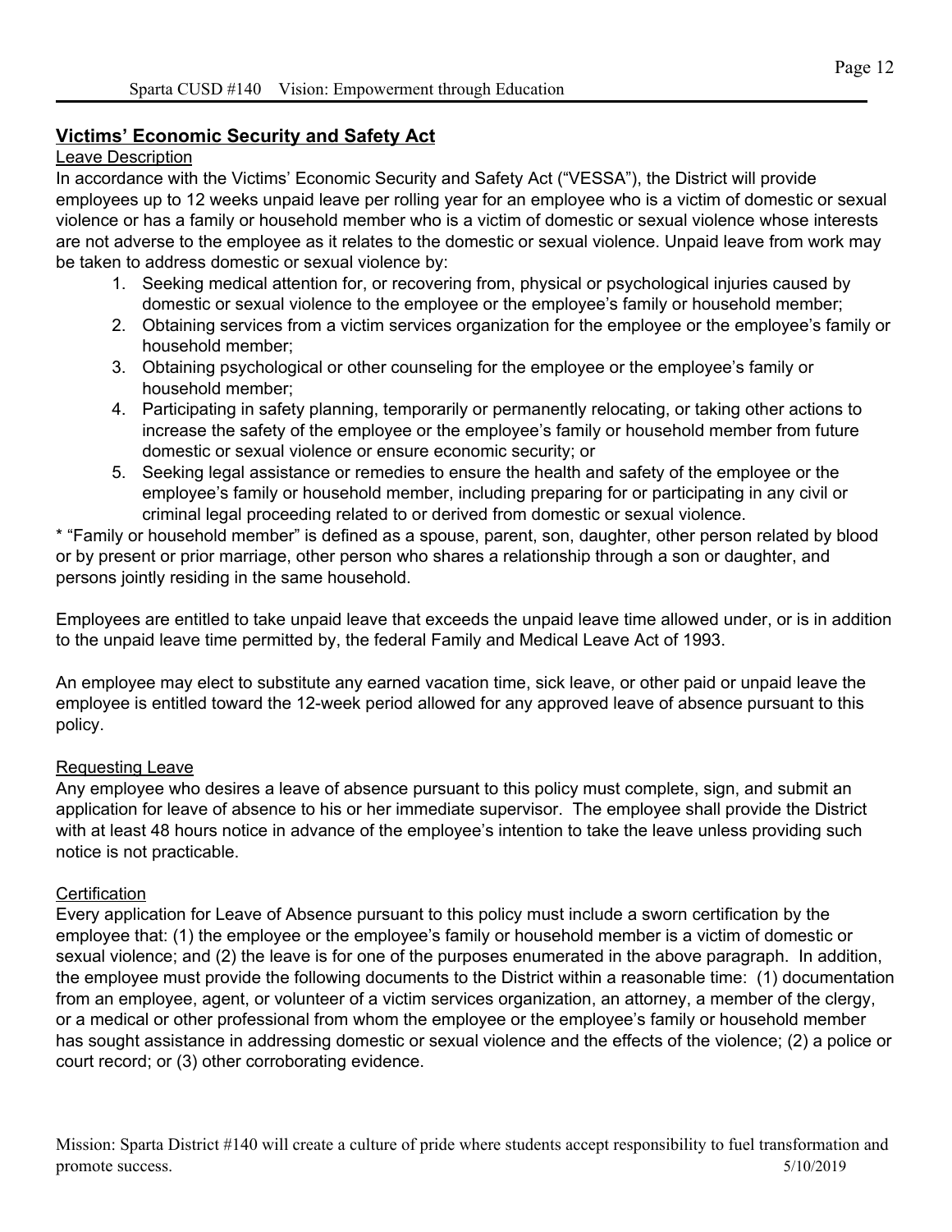## Victims' Economic Security and Safety Act

### Leave Description

In accordance with the Victims' Economic Security and Safety Act ("VESSA"), the District will provide employees up to 12 weeks unpaid leave per rolling year for an employee who is a victim of domestic or sexual violence or has a family or household member who is a victim of domestic or sexual violence whose interests are not adverse to the employee as it relates to the domestic or sexual violence. Unpaid leave from work may be taken to address domestic or sexual violence by:

1. Seeking medical attention for, or recovering from, physical or psychological injuries caused by domestic or sexual violence to the employee or the employee's family or household member;
2. Obtaining services from a victim services organization for the employee or the employee's family or household member;
3. Obtaining psychological or other counseling for the employee or the employee's family or household member;
4. Participating in safety planning, temporarily or permanently relocating, or taking other actions to increase the safety of the employee or the employee's family or household member from future domestic or sexual violence or ensure economic security; or
5. Seeking legal assistance or remedies to ensure the health and safety of the employee or the employee's family or household member, including preparing for or participating in any civil or criminal legal proceeding related to or derived from domestic or sexual violence.

* "Family or household member" is defined as a spouse, parent, son, daughter, other person related by blood or by present or prior marriage, other person who shares a relationship through a son or daughter, and persons jointly residing in the same household.

Employees are entitled to take unpaid leave that exceeds the unpaid leave time allowed under, or is in addition to the unpaid leave time permitted by, the federal Family and Medical Leave Act of 1993.

An employee may elect to substitute any earned vacation time, sick leave, or other paid or unpaid leave the employee is entitled toward the 12-week period allowed for any approved leave of absence pursuant to this policy.

### Requesting Leave

Any employee who desires a leave of absence pursuant to this policy must complete, sign, and submit an application for leave of absence to his or her immediate supervisor. The employee shall provide the District with at least 48 hours notice in advance of the employee's intention to take the leave unless providing such notice is not practicable.

### Certification

Every application for Leave of Absence pursuant to this policy must include a sworn certification by the employee that: (1) the employee or the employee's family or household member is a victim of domestic or sexual violence; and (2) the leave is for one of the purposes enumerated in the above paragraph. In addition, the employee must provide the following documents to the District within a reasonable time: (1) documentation from an employee, agent, or volunteer of a victim services organization, an attorney, a member of the clergy, or a medical or other professional from whom the employee or the employee's family or household member has sought assistance in addressing domestic or sexual violence and the effects of the violence; (2) a police or court record; or (3) other corroborating evidence.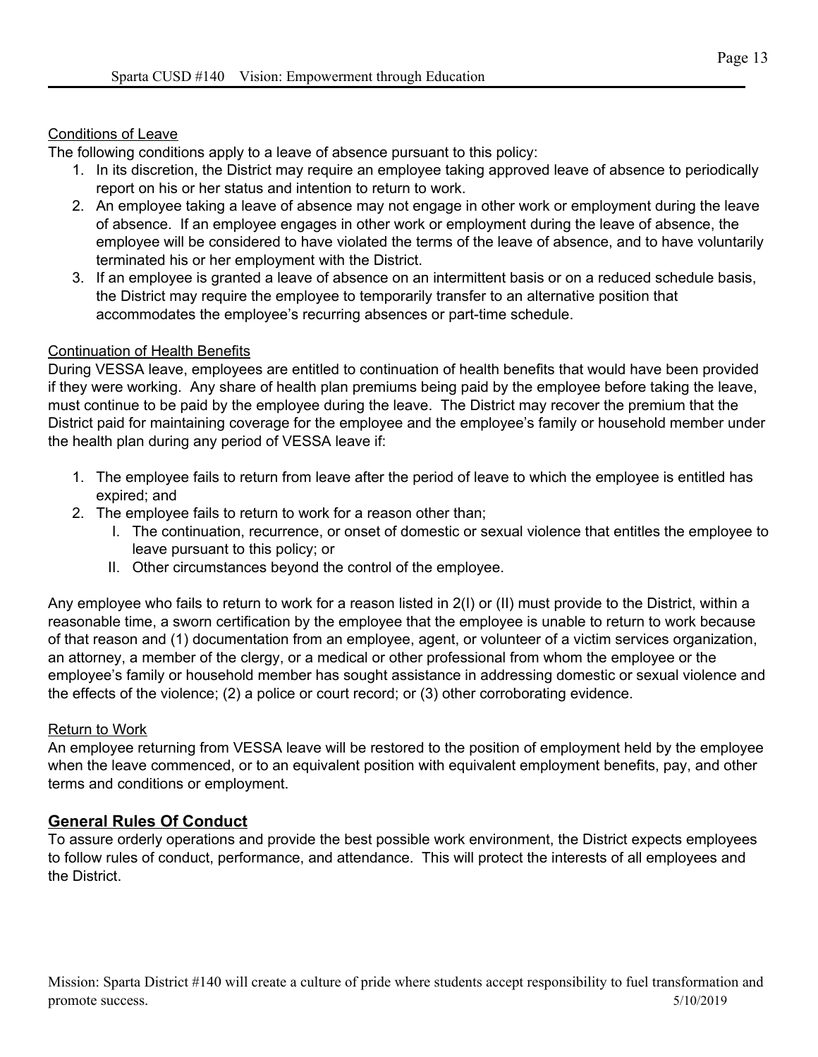<u>Conditions of Leave</u>

The following conditions apply to a leave of absence pursuant to this policy:

1. In its discretion, the District may require an employee taking approved leave of absence to periodically report on his or her status and intention to return to work.
2. An employee taking a leave of absence may not engage in other work or employment during the leave of absence. If an employee engages in other work or employment during the leave of absence, the employee will be considered to have violated the terms of the leave of absence, and to have voluntarily terminated his or her employment with the District.
3. If an employee is granted a leave of absence on an intermittent basis or on a reduced schedule basis, the District may require the employee to temporarily transfer to an alternative position that accommodates the employee's recurring absences or part-time schedule.

<u>Continuation of Health Benefits</u>

During VESSA leave, employees are entitled to continuation of health benefits that would have been provided if they were working. Any share of health plan premiums being paid by the employee before taking the leave, must continue to be paid by the employee during the leave. The District may recover the premium that the District paid for maintaining coverage for the employee and the employee's family or household member under the health plan during any period of VESSA leave if:

1. The employee fails to return from leave after the period of leave to which the employee is entitled has expired; and
2. The employee fails to return to work for a reason other than;
   I. The continuation, recurrence, or onset of domestic or sexual violence that entitles the employee to leave pursuant to this policy; or
   II. Other circumstances beyond the control of the employee.

Any employee who fails to return to work for a reason listed in 2(I) or (II) must provide to the District, within a reasonable time, a sworn certification by the employee that the employee is unable to return to work because of that reason and (1) documentation from an employee, agent, or volunteer of a victim services organization, an attorney, a member of the clergy, or a medical or other professional from whom the employee or the employee's family or household member has sought assistance in addressing domestic or sexual violence and the effects of the violence; (2) a police or court record; or (3) other corroborating evidence.

<u>Return to Work</u>

An employee returning from VESSA leave will be restored to the position of employment held by the employee when the leave commenced, or to an equivalent position with equivalent employment benefits, pay, and other terms and conditions or employment.

## General Rules Of Conduct

To assure orderly operations and provide the best possible work environment, the District expects employees to follow rules of conduct, performance, and attendance. This will protect the interests of all employees and the District.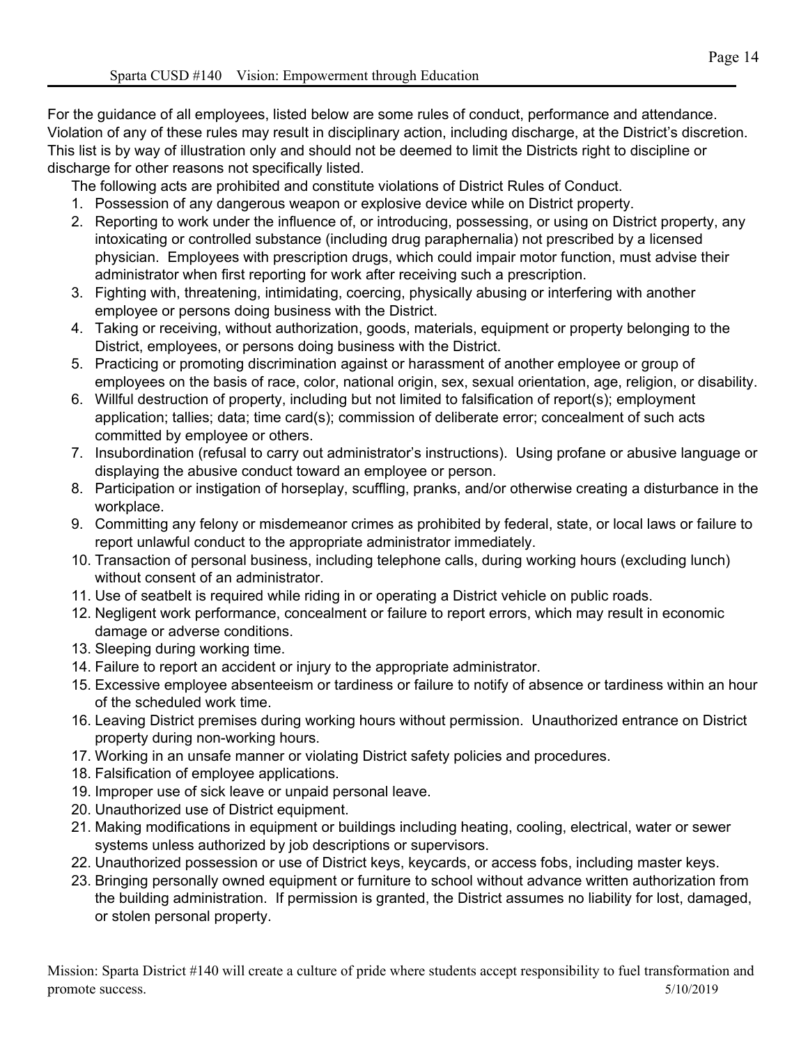For the guidance of all employees, listed below are some rules of conduct, performance and attendance. Violation of any of these rules may result in disciplinary action, including discharge, at the District's discretion. This list is by way of illustration only and should not be deemed to limit the Districts right to discipline or discharge for other reasons not specifically listed.

The following acts are prohibited and constitute violations of District Rules of Conduct.

1. Possession of any dangerous weapon or explosive device while on District property.
2. Reporting to work under the influence of, or introducing, possessing, or using on District property, any intoxicating or controlled substance (including drug paraphernalia) not prescribed by a licensed physician. Employees with prescription drugs, which could impair motor function, must advise their administrator when first reporting for work after receiving such a prescription.
3. Fighting with, threatening, intimidating, coercing, physically abusing or interfering with another employee or persons doing business with the District.
4. Taking or receiving, without authorization, goods, materials, equipment or property belonging to the District, employees, or persons doing business with the District.
5. Practicing or promoting discrimination against or harassment of another employee or group of employees on the basis of race, color, national origin, sex, sexual orientation, age, religion, or disability.
6. Willful destruction of property, including but not limited to falsification of report(s); employment application; tallies; data; time card(s); commission of deliberate error; concealment of such acts committed by employee or others.
7. Insubordination (refusal to carry out administrator's instructions). Using profane or abusive language or displaying the abusive conduct toward an employee or person.
8. Participation or instigation of horseplay, scuffling, pranks, and/or otherwise creating a disturbance in the workplace.
9. Committing any felony or misdemeanor crimes as prohibited by federal, state, or local laws or failure to report unlawful conduct to the appropriate administrator immediately.
10. Transaction of personal business, including telephone calls, during working hours (excluding lunch) without consent of an administrator.
11. Use of seatbelt is required while riding in or operating a District vehicle on public roads.
12. Negligent work performance, concealment or failure to report errors, which may result in economic damage or adverse conditions.
13. Sleeping during working time.
14. Failure to report an accident or injury to the appropriate administrator.
15. Excessive employee absenteeism or tardiness or failure to notify of absence or tardiness within an hour of the scheduled work time.
16. Leaving District premises during working hours without permission. Unauthorized entrance on District property during non-working hours.
17. Working in an unsafe manner or violating District safety policies and procedures.
18. Falsification of employee applications.
19. Improper use of sick leave or unpaid personal leave.
20. Unauthorized use of District equipment.
21. Making modifications in equipment or buildings including heating, cooling, electrical, water or sewer systems unless authorized by job descriptions or supervisors.
22. Unauthorized possession or use of District keys, keycards, or access fobs, including master keys.
23. Bringing personally owned equipment or furniture to school without advance written authorization from the building administration. If permission is granted, the District assumes no liability for lost, damaged, or stolen personal property.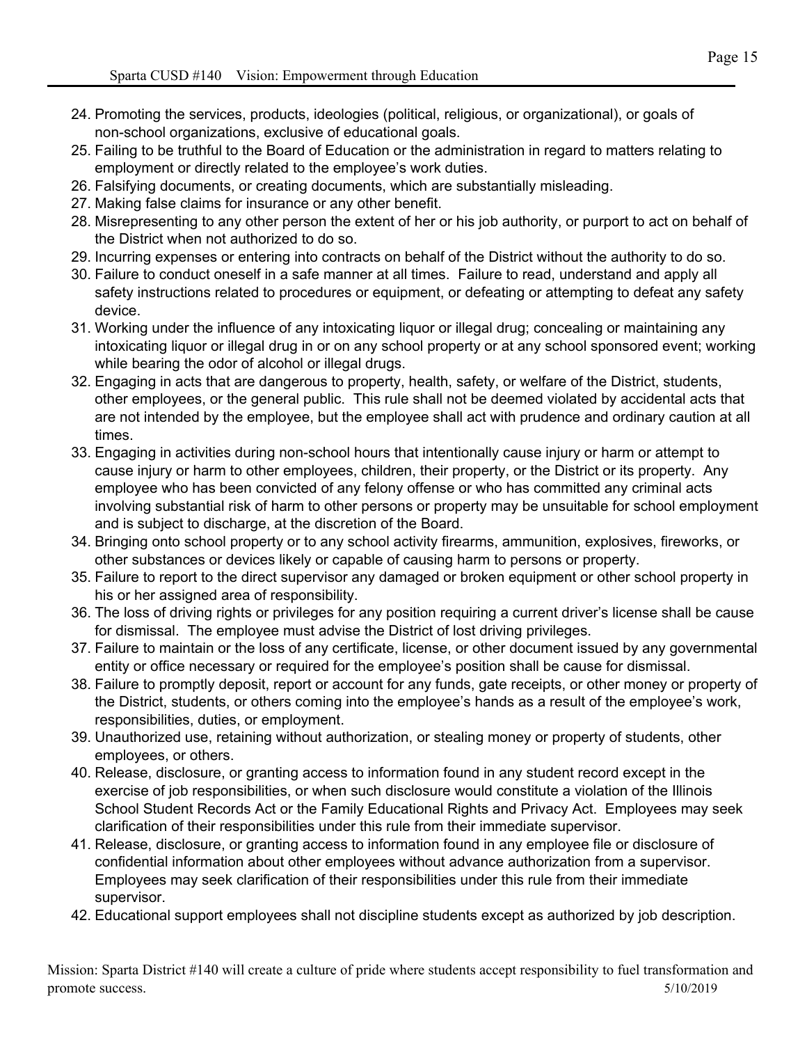24. Promoting the services, products, ideologies (political, religious, or organizational), or goals of non-school organizations, exclusive of educational goals.
25. Failing to be truthful to the Board of Education or the administration in regard to matters relating to employment or directly related to the employee's work duties.
26. Falsifying documents, or creating documents, which are substantially misleading.
27. Making false claims for insurance or any other benefit.
28. Misrepresenting to any other person the extent of her or his job authority, or purport to act on behalf of the District when not authorized to do so.
29. Incurring expenses or entering into contracts on behalf of the District without the authority to do so.
30. Failure to conduct oneself in a safe manner at all times. Failure to read, understand and apply all safety instructions related to procedures or equipment, or defeating or attempting to defeat any safety device.
31. Working under the influence of any intoxicating liquor or illegal drug; concealing or maintaining any intoxicating liquor or illegal drug in or on any school property or at any school sponsored event; working while bearing the odor of alcohol or illegal drugs.
32. Engaging in acts that are dangerous to property, health, safety, or welfare of the District, students, other employees, or the general public. This rule shall not be deemed violated by accidental acts that are not intended by the employee, but the employee shall act with prudence and ordinary caution at all times.
33. Engaging in activities during non-school hours that intentionally cause injury or harm or attempt to cause injury or harm to other employees, children, their property, or the District or its property. Any employee who has been convicted of any felony offense or who has committed any criminal acts involving substantial risk of harm to other persons or property may be unsuitable for school employment and is subject to discharge, at the discretion of the Board.
34. Bringing onto school property or to any school activity firearms, ammunition, explosives, fireworks, or other substances or devices likely or capable of causing harm to persons or property.
35. Failure to report to the direct supervisor any damaged or broken equipment or other school property in his or her assigned area of responsibility.
36. The loss of driving rights or privileges for any position requiring a current driver's license shall be cause for dismissal. The employee must advise the District of lost driving privileges.
37. Failure to maintain or the loss of any certificate, license, or other document issued by any governmental entity or office necessary or required for the employee's position shall be cause for dismissal.
38. Failure to promptly deposit, report or account for any funds, gate receipts, or other money or property of the District, students, or others coming into the employee's hands as a result of the employee's work, responsibilities, duties, or employment.
39. Unauthorized use, retaining without authorization, or stealing money or property of students, other employees, or others.
40. Release, disclosure, or granting access to information found in any student record except in the exercise of job responsibilities, or when such disclosure would constitute a violation of the Illinois School Student Records Act or the Family Educational Rights and Privacy Act. Employees may seek clarification of their responsibilities under this rule from their immediate supervisor.
41. Release, disclosure, or granting access to information found in any employee file or disclosure of confidential information about other employees without advance authorization from a supervisor. Employees may seek clarification of their responsibilities under this rule from their immediate supervisor.
42. Educational support employees shall not discipline students except as authorized by job description.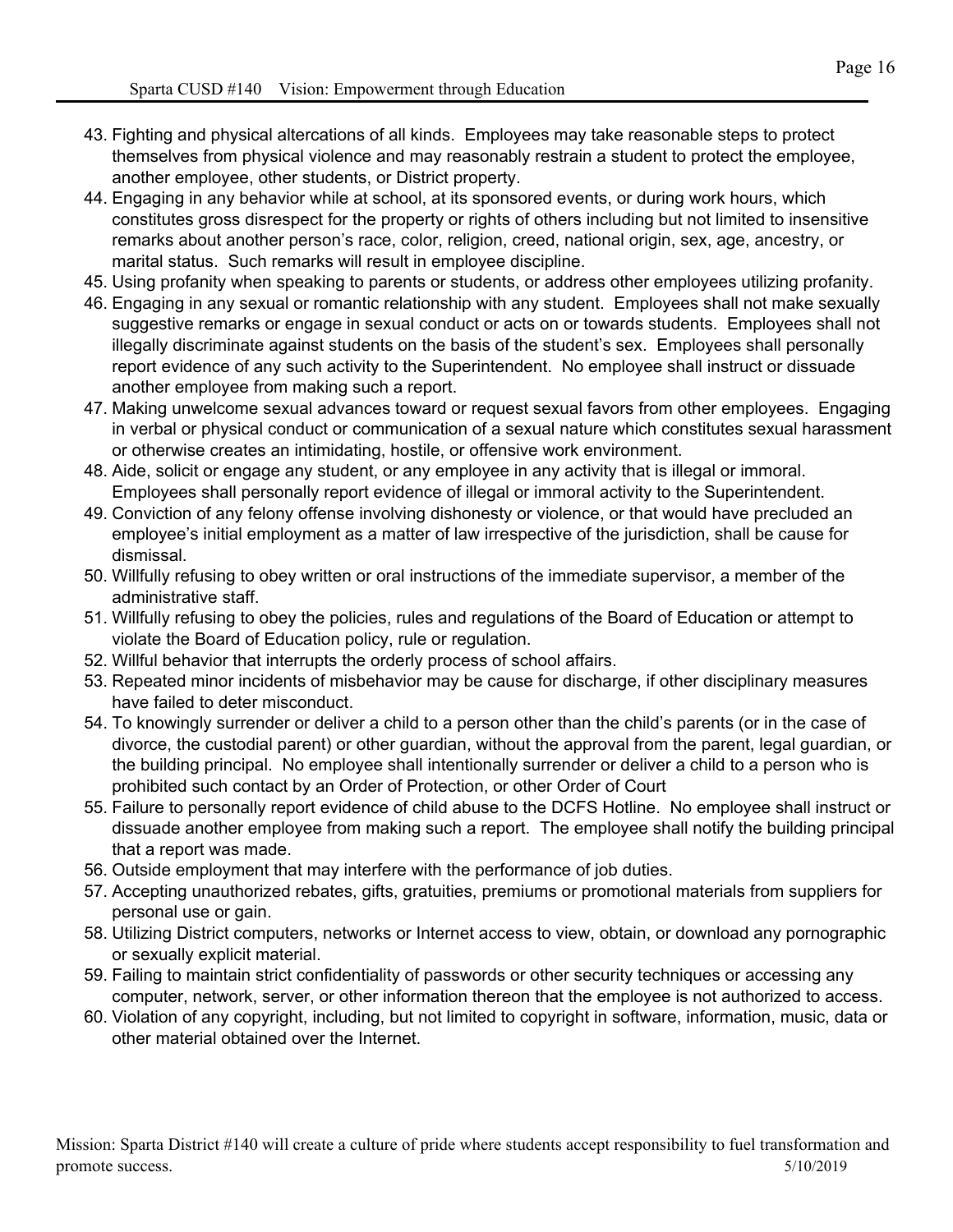43. Fighting and physical altercations of all kinds. Employees may take reasonable steps to protect themselves from physical violence and may reasonably restrain a student to protect the employee, another employee, other students, or District property.
44. Engaging in any behavior while at school, at its sponsored events, or during work hours, which constitutes gross disrespect for the property or rights of others including but not limited to insensitive remarks about another person's race, color, religion, creed, national origin, sex, age, ancestry, or marital status. Such remarks will result in employee discipline.
45. Using profanity when speaking to parents or students, or address other employees utilizing profanity.
46. Engaging in any sexual or romantic relationship with any student. Employees shall not make sexually suggestive remarks or engage in sexual conduct or acts on or towards students. Employees shall not illegally discriminate against students on the basis of the student's sex. Employees shall personally report evidence of any such activity to the Superintendent. No employee shall instruct or dissuade another employee from making such a report.
47. Making unwelcome sexual advances toward or request sexual favors from other employees. Engaging in verbal or physical conduct or communication of a sexual nature which constitutes sexual harassment or otherwise creates an intimidating, hostile, or offensive work environment.
48. Aide, solicit or engage any student, or any employee in any activity that is illegal or immoral. Employees shall personally report evidence of illegal or immoral activity to the Superintendent.
49. Conviction of any felony offense involving dishonesty or violence, or that would have precluded an employee's initial employment as a matter of law irrespective of the jurisdiction, shall be cause for dismissal.
50. Willfully refusing to obey written or oral instructions of the immediate supervisor, a member of the administrative staff.
51. Willfully refusing to obey the policies, rules and regulations of the Board of Education or attempt to violate the Board of Education policy, rule or regulation.
52. Willful behavior that interrupts the orderly process of school affairs.
53. Repeated minor incidents of misbehavior may be cause for discharge, if other disciplinary measures have failed to deter misconduct.
54. To knowingly surrender or deliver a child to a person other than the child's parents (or in the case of divorce, the custodial parent) or other guardian, without the approval from the parent, legal guardian, or the building principal. No employee shall intentionally surrender or deliver a child to a person who is prohibited such contact by an Order of Protection, or other Order of Court
55. Failure to personally report evidence of child abuse to the DCFS Hotline. No employee shall instruct or dissuade another employee from making such a report. The employee shall notify the building principal that a report was made.
56. Outside employment that may interfere with the performance of job duties.
57. Accepting unauthorized rebates, gifts, gratuities, premiums or promotional materials from suppliers for personal use or gain.
58. Utilizing District computers, networks or Internet access to view, obtain, or download any pornographic or sexually explicit material.
59. Failing to maintain strict confidentiality of passwords or other security techniques or accessing any computer, network, server, or other information thereon that the employee is not authorized to access.
60. Violation of any copyright, including, but not limited to copyright in software, information, music, data or other material obtained over the Internet.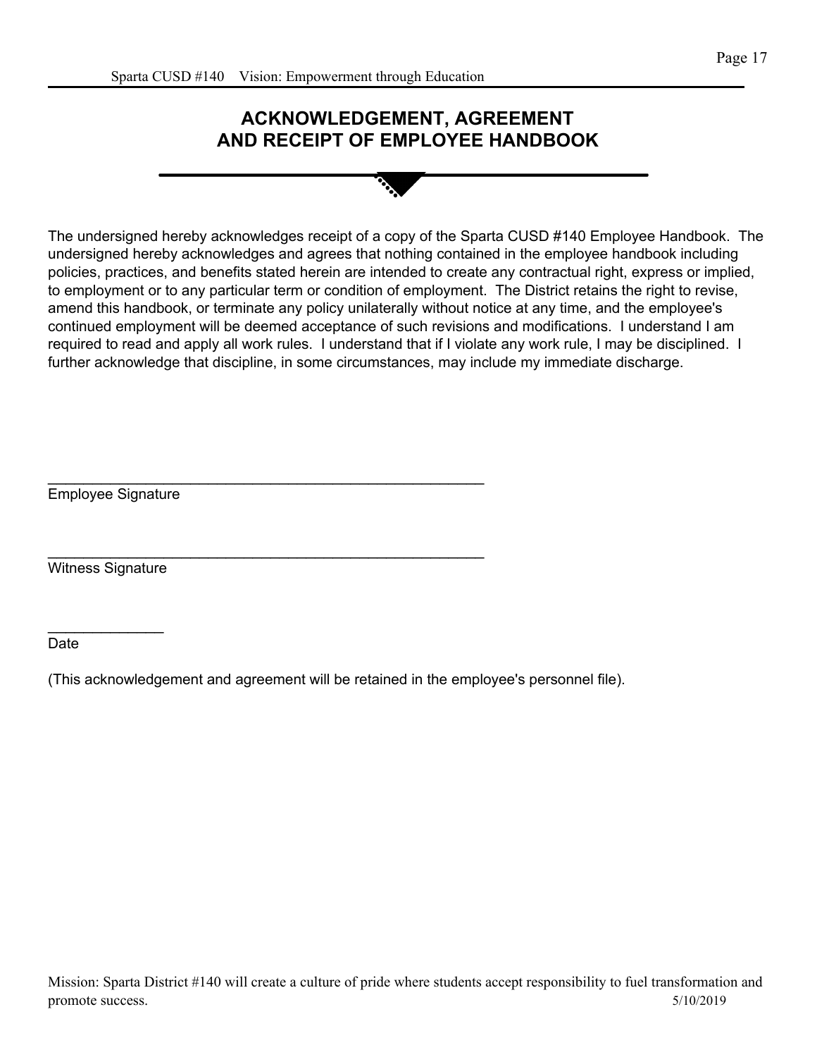# ACKNOWLEDGEMENT, AGREEMENT AND RECEIPT OF EMPLOYEE HANDBOOK

The undersigned hereby acknowledges receipt of a copy of the Sparta CUSD #140 Employee Handbook. The undersigned hereby acknowledges and agrees that nothing contained in the employee handbook including policies, practices, and benefits stated herein are intended to create any contractual right, express or implied, to employment or to any particular term or condition of employment. The District retains the right to revise, amend this handbook, or terminate any policy unilaterally without notice at any time, and the employee's continued employment will be deemed acceptance of such revisions and modifications. I understand I am required to read and apply all work rules. I understand that if I violate any work rule, I may be disciplined. I further acknowledge that discipline, in some circumstances, may include my immediate discharge.

_______________________________________________________

Employee Signature

_______________________________________________________

Witness Signature

______________

Date

(This acknowledgement and agreement will be retained in the employee's personnel file).